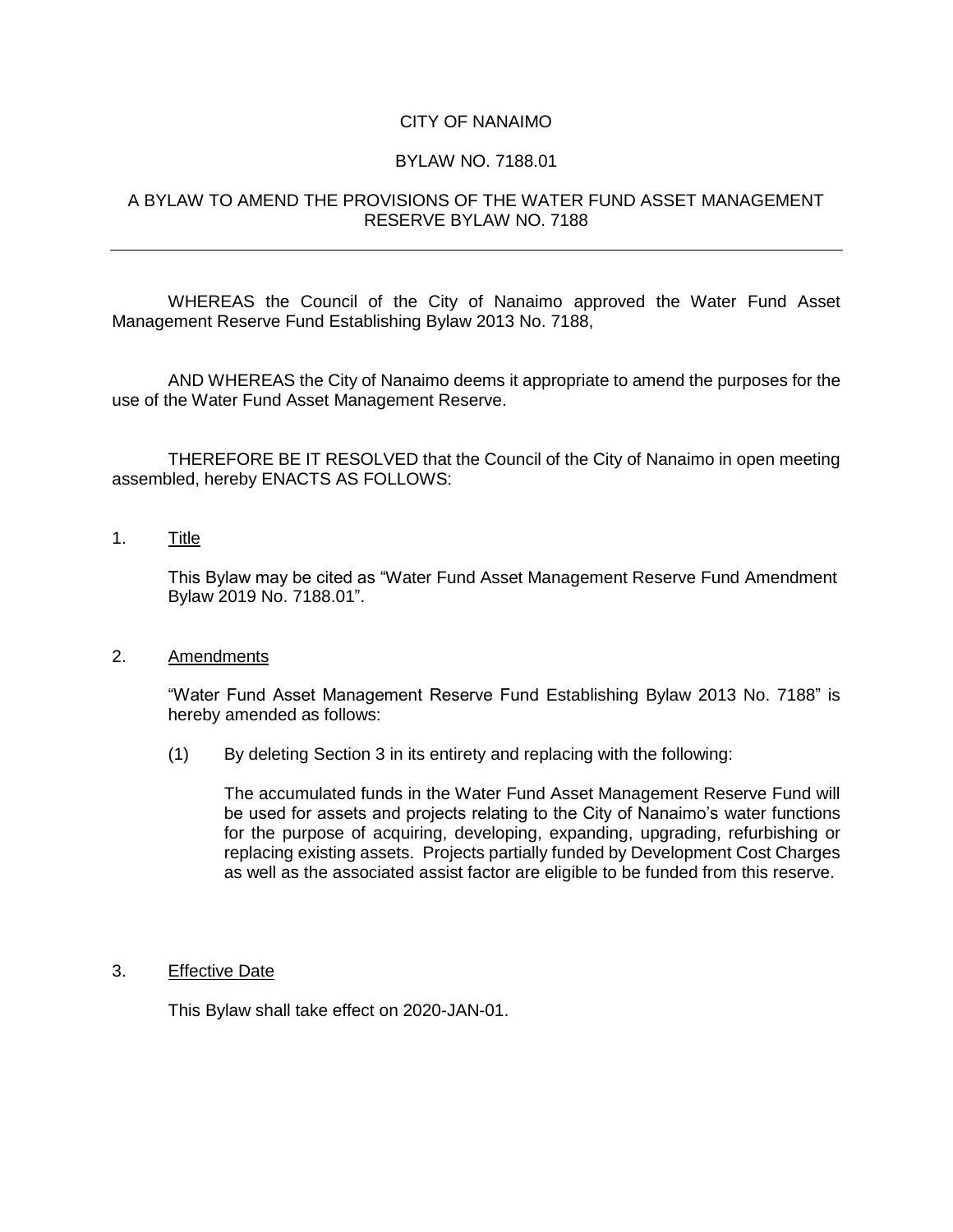# CITY OF NANAIMO

## BYLAW NO. 7188.01

## A BYLAW TO AMEND THE PROVISIONS OF THE WATER FUND ASSET MANAGEMENT RESERVE BYLAW NO. 7188

---

WHEREAS the Council of the City of Nanaimo approved the Water Fund Asset Management Reserve Fund Establishing Bylaw 2013 No. 7188,

AND WHEREAS the City of Nanaimo deems it appropriate to amend the purposes for the use of the Water Fund Asset Management Reserve.

THEREFORE BE IT RESOLVED that the Council of the City of Nanaimo in open meeting assembled, hereby ENACTS AS FOLLOWS:

1. Title

   This Bylaw may be cited as "Water Fund Asset Management Reserve Fund Amendment Bylaw 2019 No. 7188.01".

2. Amendments

   "Water Fund Asset Management Reserve Fund Establishing Bylaw 2013 No. 7188" is hereby amended as follows:

   (1) By deleting Section 3 in its entirety and replacing with the following:

   The accumulated funds in the Water Fund Asset Management Reserve Fund will be used for assets and projects relating to the City of Nanaimo's water functions for the purpose of acquiring, developing, expanding, upgrading, refurbishing or replacing existing assets. Projects partially funded by Development Cost Charges as well as the associated assist factor are eligible to be funded from this reserve.

3. Effective Date

   This Bylaw shall take effect on 2020-JAN-01.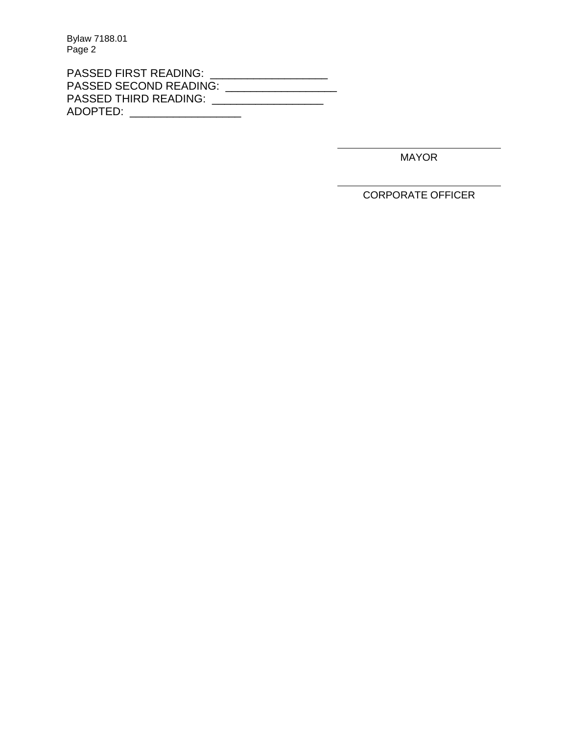PASSED FIRST READING: ___________________
PASSED SECOND READING: __________________
PASSED THIRD READING: __________________
ADOPTED: __________________

______________________________
MAYOR

______________________________
CORPORATE OFFICER